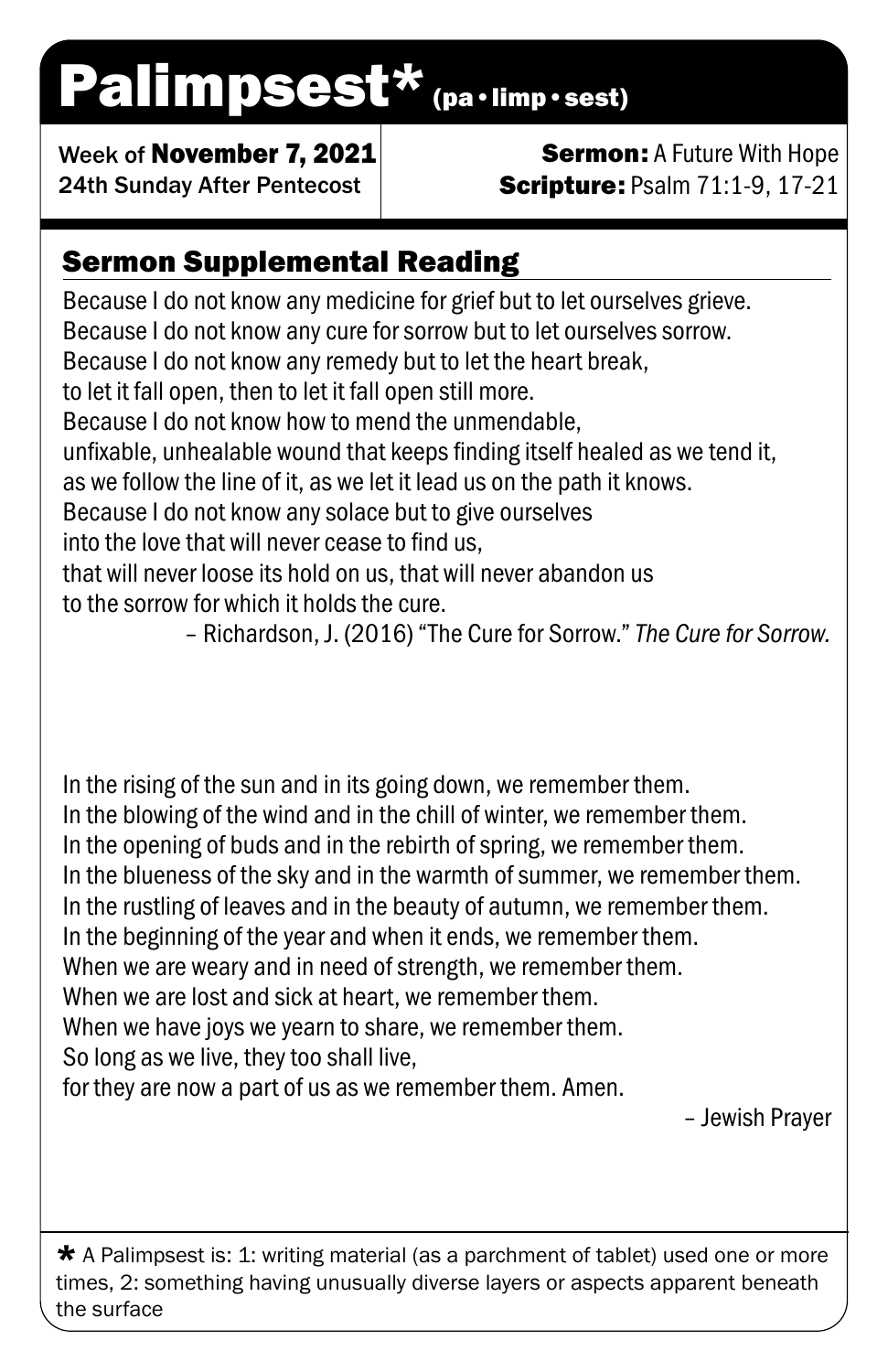# Palimpsest* (pa • limp • sest)

Week of **November 7, 2021**
24th Sunday After Pentecost

**Sermon:** A Future With Hope
**Scripture:** Psalm 71:1-9, 17-21

## Sermon Supplemental Reading

Because I do not know any medicine for grief but to let ourselves grieve.
Because I do not know any cure for sorrow but to let ourselves sorrow.
Because I do not know any remedy but to let the heart break,
to let it fall open, then to let it fall open still more.
Because I do not know how to mend the unmendable,
unfixable, unhealable wound that keeps finding itself healed as we tend it,
as we follow the line of it, as we let it lead us on the path it knows.
Because I do not know any solace but to give ourselves
into the love that will never cease to find us,
that will never loose its hold on us, that will never abandon us
to the sorrow for which it holds the cure.

– Richardson, J. (2016) "The Cure for Sorrow." *The Cure for Sorrow.*

In the rising of the sun and in its going down, we remember them.
In the blowing of the wind and in the chill of winter, we remember them.
In the opening of buds and in the rebirth of spring, we remember them.
In the blueness of the sky and in the warmth of summer, we remember them.
In the rustling of leaves and in the beauty of autumn, we remember them.
In the beginning of the year and when it ends, we remember them.
When we are weary and in need of strength, we remember them.
When we are lost and sick at heart, we remember them.
When we have joys we yearn to share, we remember them.
So long as we live, they too shall live,
for they are now a part of us as we remember them. Amen.

– Jewish Prayer

* A Palimpsest is: 1: writing material (as a parchment of tablet) used one or more times, 2: something having unusually diverse layers or aspects apparent beneath the surface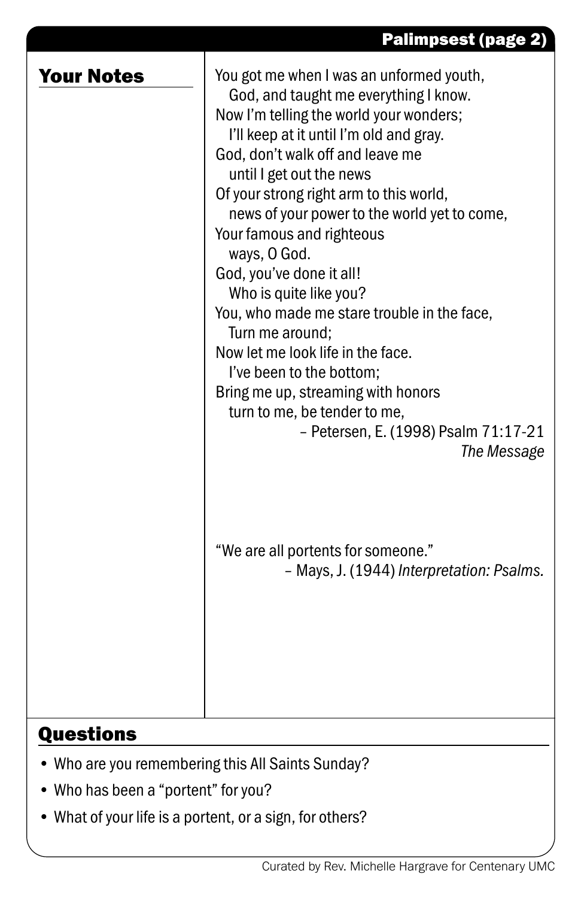## Palimpsest (page 2)

## Your Notes

You got me when I was an unformed youth,
God, and taught me everything I know.
Now I'm telling the world your wonders;
I'll keep at it until I'm old and gray.
God, don't walk off and leave me
until I get out the news
Of your strong right arm to this world,
news of your power to the world yet to come,
Your famous and righteous
ways, O God.
God, you've done it all!
Who is quite like you?
You, who made me stare trouble in the face,
Turn me around;
Now let me look life in the face.
I've been to the bottom;
Bring me up, streaming with honors
turn to me, be tender to me,

– Petersen, E. (1998) Psalm 71:17-21
*The Message*

"We are all portents for someone."

– Mays, J. (1944) *Interpretation: Psalms.*

## Questions

- Who are you remembering this All Saints Sunday?
- Who has been a "portent" for you?
- What of your life is a portent, or a sign, for others?

Curated by Rev. Michelle Hargrave for Centenary UMC